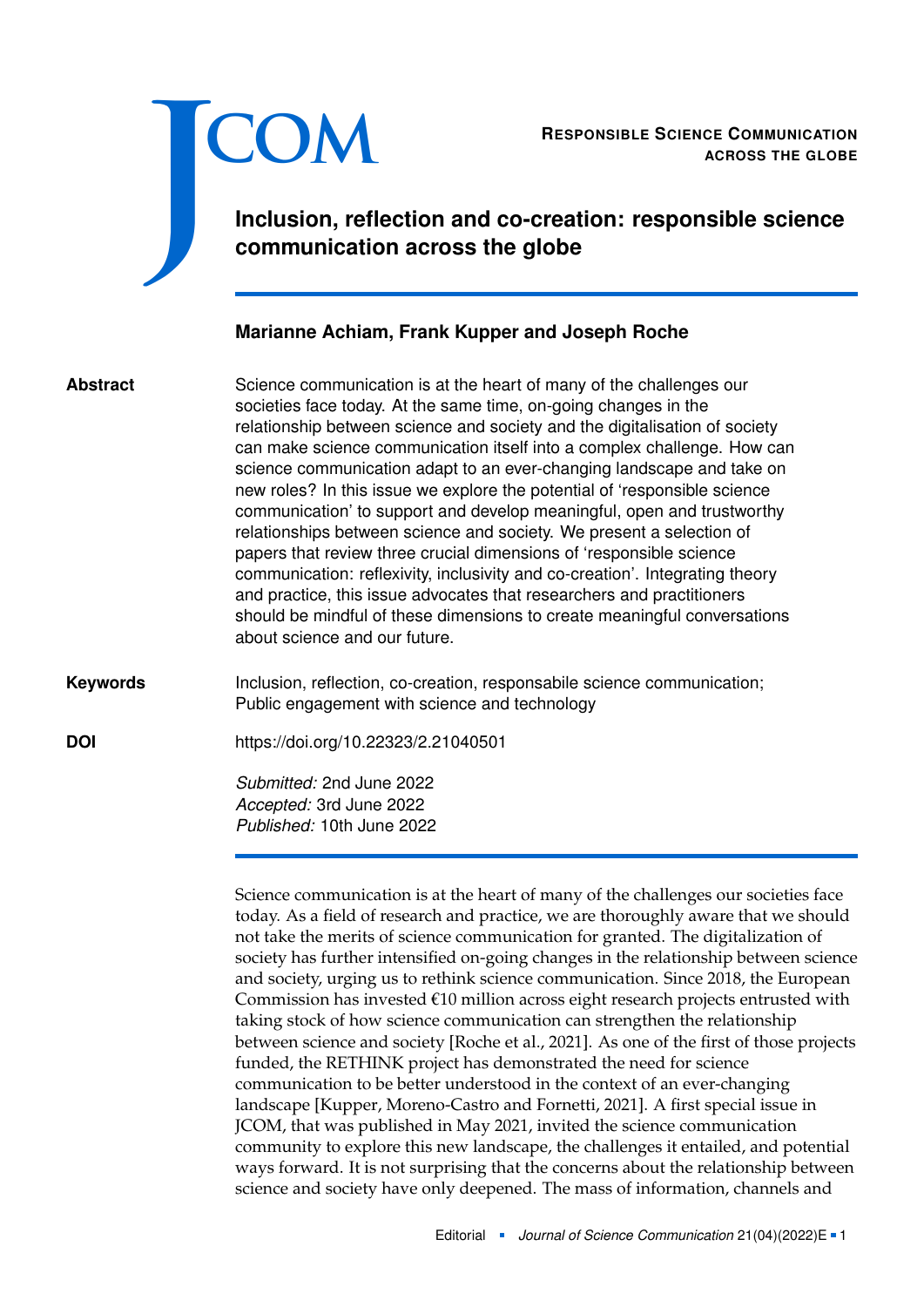RESPONSIBLE SCIENCE COMMUNICATION ACROSS THE GLOBE

# Inclusion, reflection and co-creation: responsible science communication across the globe

**Marianne Achiam, Frank Kupper and Joseph Roche**

**Abstract**

Science communication is at the heart of many of the challenges our societies face today. At the same time, on-going changes in the relationship between science and society and the digitalisation of society can make science communication itself into a complex challenge. How can science communication adapt to an ever-changing landscape and take on new roles? In this issue we explore the potential of 'responsible science communication' to support and develop meaningful, open and trustworthy relationships between science and society. We present a selection of papers that review three crucial dimensions of 'responsible science communication: reflexivity, inclusivity and co-creation'. Integrating theory and practice, this issue advocates that researchers and practitioners should be mindful of these dimensions to create meaningful conversations about science and our future.

**Keywords**

Inclusion, reflection, co-creation, responsabile science communication; Public engagement with science and technology

**DOI**

https://doi.org/10.22323/2.21040501

*Submitted:* 2nd June 2022
*Accepted:* 3rd June 2022
*Published:* 10th June 2022

Science communication is at the heart of many of the challenges our societies face today. As a field of research and practice, we are thoroughly aware that we should not take the merits of science communication for granted. The digitalization of society has further intensified on-going changes in the relationship between science and society, urging us to rethink science communication. Since 2018, the European Commission has invested €10 million across eight research projects entrusted with taking stock of how science communication can strengthen the relationship between science and society [Roche et al., 2021]. As one of the first of those projects funded, the RETHINK project has demonstrated the need for science communication to be better understood in the context of an ever-changing landscape [Kupper, Moreno-Castro and Fornetti, 2021]. A first special issue in JCOM, that was published in May 2021, invited the science communication community to explore this new landscape, the challenges it entailed, and potential ways forward. It is not surprising that the concerns about the relationship between science and society have only deepened. The mass of information, channels and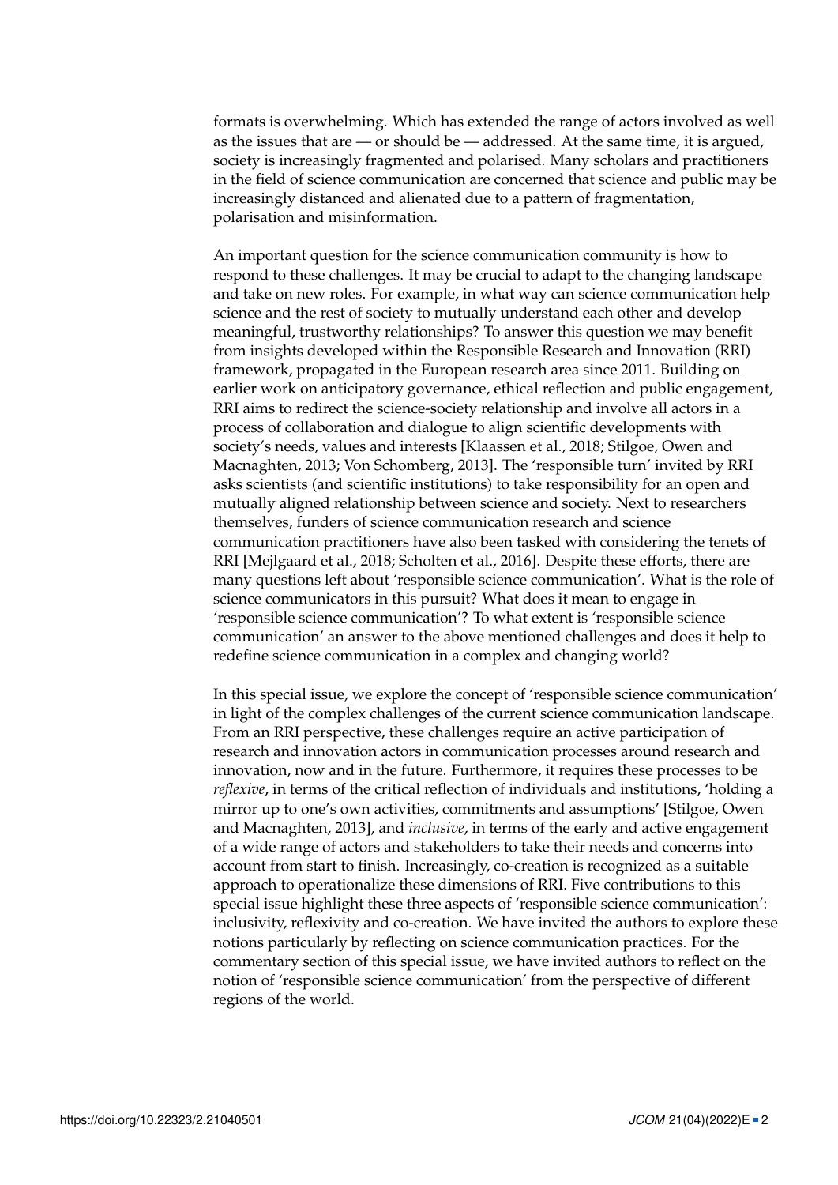formats is overwhelming. Which has extended the range of actors involved as well as the issues that are — or should be — addressed. At the same time, it is argued, society is increasingly fragmented and polarised. Many scholars and practitioners in the field of science communication are concerned that science and public may be increasingly distanced and alienated due to a pattern of fragmentation, polarisation and misinformation.

An important question for the science communication community is how to respond to these challenges. It may be crucial to adapt to the changing landscape and take on new roles. For example, in what way can science communication help science and the rest of society to mutually understand each other and develop meaningful, trustworthy relationships? To answer this question we may benefit from insights developed within the Responsible Research and Innovation (RRI) framework, propagated in the European research area since 2011. Building on earlier work on anticipatory governance, ethical reflection and public engagement, RRI aims to redirect the science-society relationship and involve all actors in a process of collaboration and dialogue to align scientific developments with society's needs, values and interests [Klaassen et al., 2018; Stilgoe, Owen and Macnaghten, 2013; Von Schomberg, 2013]. The 'responsible turn' invited by RRI asks scientists (and scientific institutions) to take responsibility for an open and mutually aligned relationship between science and society. Next to researchers themselves, funders of science communication research and science communication practitioners have also been tasked with considering the tenets of RRI [Mejlgaard et al., 2018; Scholten et al., 2016]. Despite these efforts, there are many questions left about 'responsible science communication'. What is the role of science communicators in this pursuit? What does it mean to engage in 'responsible science communication'? To what extent is 'responsible science communication' an answer to the above mentioned challenges and does it help to redefine science communication in a complex and changing world?

In this special issue, we explore the concept of 'responsible science communication' in light of the complex challenges of the current science communication landscape. From an RRI perspective, these challenges require an active participation of research and innovation actors in communication processes around research and innovation, now and in the future. Furthermore, it requires these processes to be *reflexive*, in terms of the critical reflection of individuals and institutions, 'holding a mirror up to one's own activities, commitments and assumptions' [Stilgoe, Owen and Macnaghten, 2013], and *inclusive*, in terms of the early and active engagement of a wide range of actors and stakeholders to take their needs and concerns into account from start to finish. Increasingly, co-creation is recognized as a suitable approach to operationalize these dimensions of RRI. Five contributions to this special issue highlight these three aspects of 'responsible science communication': inclusivity, reflexivity and co-creation. We have invited the authors to explore these notions particularly by reflecting on science communication practices. For the commentary section of this special issue, we have invited authors to reflect on the notion of 'responsible science communication' from the perspective of different regions of the world.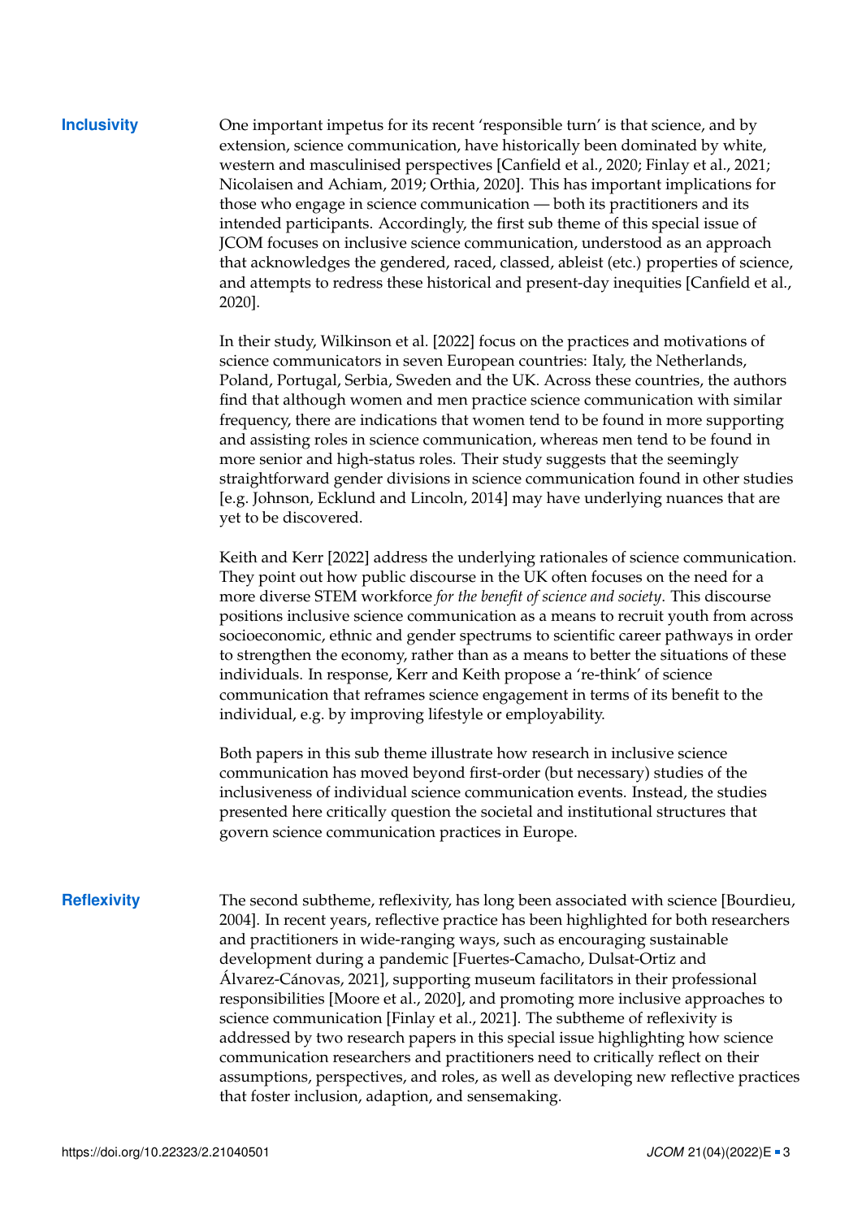## Inclusivity

One important impetus for its recent 'responsible turn' is that science, and by extension, science communication, have historically been dominated by white, western and masculinised perspectives [Canfield et al., 2020; Finlay et al., 2021; Nicolaisen and Achiam, 2019; Orthia, 2020]. This has important implications for those who engage in science communication — both its practitioners and its intended participants. Accordingly, the first sub theme of this special issue of JCOM focuses on inclusive science communication, understood as an approach that acknowledges the gendered, raced, classed, ableist (etc.) properties of science, and attempts to redress these historical and present-day inequities [Canfield et al., 2020].

In their study, Wilkinson et al. [2022] focus on the practices and motivations of science communicators in seven European countries: Italy, the Netherlands, Poland, Portugal, Serbia, Sweden and the UK. Across these countries, the authors find that although women and men practice science communication with similar frequency, there are indications that women tend to be found in more supporting and assisting roles in science communication, whereas men tend to be found in more senior and high-status roles. Their study suggests that the seemingly straightforward gender divisions in science communication found in other studies [e.g. Johnson, Ecklund and Lincoln, 2014] may have underlying nuances that are yet to be discovered.

Keith and Kerr [2022] address the underlying rationales of science communication. They point out how public discourse in the UK often focuses on the need for a more diverse STEM workforce *for the benefit of science and society*. This discourse positions inclusive science communication as a means to recruit youth from across socioeconomic, ethnic and gender spectrums to scientific career pathways in order to strengthen the economy, rather than as a means to better the situations of these individuals. In response, Kerr and Keith propose a 're-think' of science communication that reframes science engagement in terms of its benefit to the individual, e.g. by improving lifestyle or employability.

Both papers in this sub theme illustrate how research in inclusive science communication has moved beyond first-order (but necessary) studies of the inclusiveness of individual science communication events. Instead, the studies presented here critically question the societal and institutional structures that govern science communication practices in Europe.

## Reflexivity

The second subtheme, reflexivity, has long been associated with science [Bourdieu, 2004]. In recent years, reflective practice has been highlighted for both researchers and practitioners in wide-ranging ways, such as encouraging sustainable development during a pandemic [Fuertes-Camacho, Dulsat-Ortiz and Álvarez-Cánovas, 2021], supporting museum facilitators in their professional responsibilities [Moore et al., 2020], and promoting more inclusive approaches to science communication [Finlay et al., 2021]. The subtheme of reflexivity is addressed by two research papers in this special issue highlighting how science communication researchers and practitioners need to critically reflect on their assumptions, perspectives, and roles, as well as developing new reflective practices that foster inclusion, adaption, and sensemaking.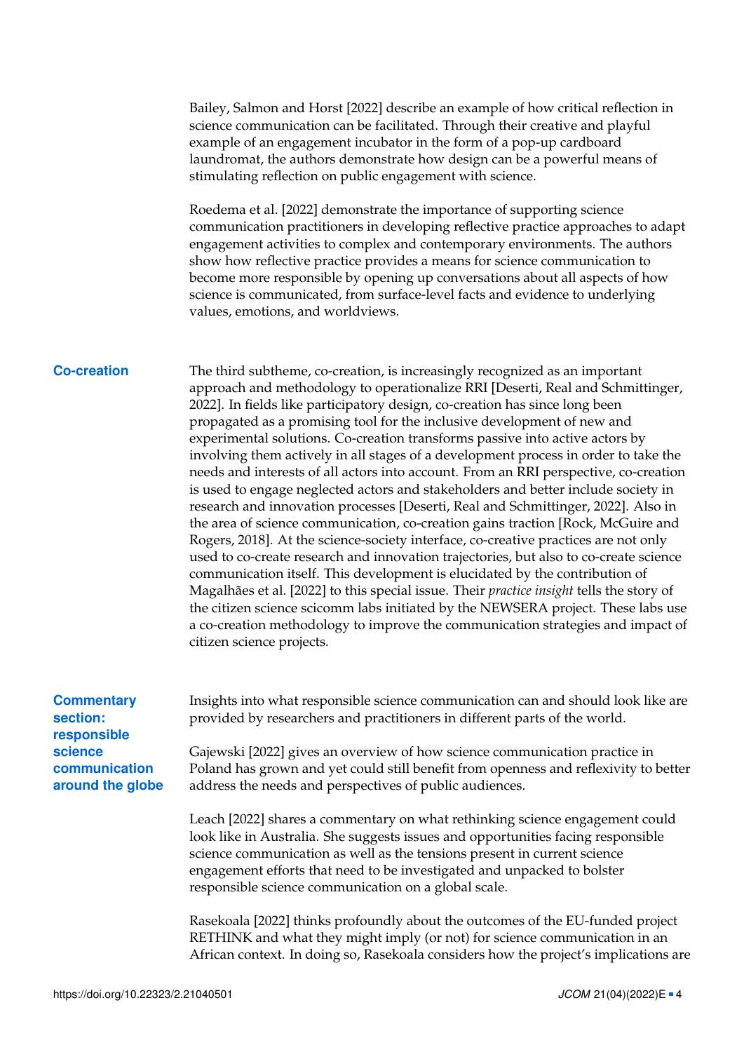Bailey, Salmon and Horst [2022] describe an example of how critical reflection in science communication can be facilitated. Through their creative and playful example of an engagement incubator in the form of a pop-up cardboard laundromat, the authors demonstrate how design can be a powerful means of stimulating reflection on public engagement with science.

Roedema et al. [2022] demonstrate the importance of supporting science communication practitioners in developing reflective practice approaches to adapt engagement activities to complex and contemporary environments. The authors show how reflective practice provides a means for science communication to become more responsible by opening up conversations about all aspects of how science is communicated, from surface-level facts and evidence to underlying values, emotions, and worldviews.

## Co-creation

The third subtheme, co-creation, is increasingly recognized as an important approach and methodology to operationalize RRI [Deserti, Real and Schmittinger, 2022]. In fields like participatory design, co-creation has since long been propagated as a promising tool for the inclusive development of new and experimental solutions. Co-creation transforms passive into active actors by involving them actively in all stages of a development process in order to take the needs and interests of all actors into account. From an RRI perspective, co-creation is used to engage neglected actors and stakeholders and better include society in research and innovation processes [Deserti, Real and Schmittinger, 2022]. Also in the area of science communication, co-creation gains traction [Rock, McGuire and Rogers, 2018]. At the science-society interface, co-creative practices are not only used to co-create research and innovation trajectories, but also to co-create science communication itself. This development is elucidated by the contribution of Magalhães et al. [2022] to this special issue. Their *practice insight* tells the story of the citizen science scicomm labs initiated by the NEWSERA project. These labs use a co-creation methodology to improve the communication strategies and impact of citizen science projects.

## Commentary section: responsible science communication around the globe

Insights into what responsible science communication can and should look like are provided by researchers and practitioners in different parts of the world.

Gajewski [2022] gives an overview of how science communication practice in Poland has grown and yet could still benefit from openness and reflexivity to better address the needs and perspectives of public audiences.

Leach [2022] shares a commentary on what rethinking science engagement could look like in Australia. She suggests issues and opportunities facing responsible science communication as well as the tensions present in current science engagement efforts that need to be investigated and unpacked to bolster responsible science communication on a global scale.

Rasekoala [2022] thinks profoundly about the outcomes of the EU-funded project RETHINK and what they might imply (or not) for science communication in an African context. In doing so, Rasekoala considers how the project's implications are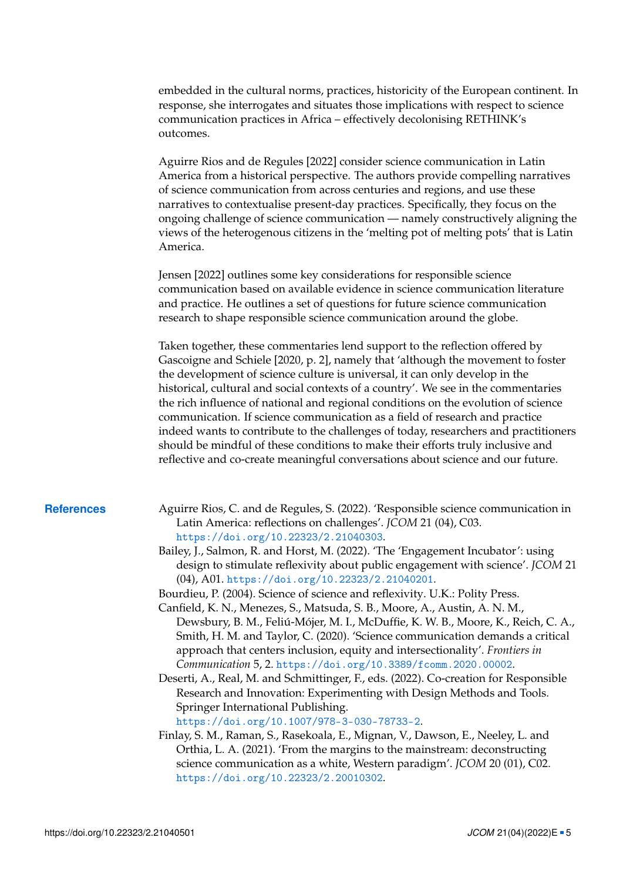embedded in the cultural norms, practices, historicity of the European continent. In response, she interrogates and situates those implications with respect to science communication practices in Africa – effectively decolonising RETHINK's outcomes.

Aguirre Rios and de Regules [2022] consider science communication in Latin America from a historical perspective. The authors provide compelling narratives of science communication from across centuries and regions, and use these narratives to contextualise present-day practices. Specifically, they focus on the ongoing challenge of science communication — namely constructively aligning the views of the heterogenous citizens in the 'melting pot of melting pots' that is Latin America.

Jensen [2022] outlines some key considerations for responsible science communication based on available evidence in science communication literature and practice. He outlines a set of questions for future science communication research to shape responsible science communication around the globe.

Taken together, these commentaries lend support to the reflection offered by Gascoigne and Schiele [2020, p. 2], namely that 'although the movement to foster the development of science culture is universal, it can only develop in the historical, cultural and social contexts of a country'. We see in the commentaries the rich influence of national and regional conditions on the evolution of science communication. If science communication as a field of research and practice indeed wants to contribute to the challenges of today, researchers and practitioners should be mindful of these conditions to make their efforts truly inclusive and reflective and co-create meaningful conversations about science and our future.

## References

Aguirre Rios, C. and de Regules, S. (2022). 'Responsible science communication in Latin America: reflections on challenges'. *JCOM* 21 (04), C03. https://doi.org/10.22323/2.21040303.

Bailey, J., Salmon, R. and Horst, M. (2022). 'The 'Engagement Incubator': using design to stimulate reflexivity about public engagement with science'. *JCOM* 21 (04), A01. https://doi.org/10.22323/2.21040201.

Bourdieu, P. (2004). Science of science and reflexivity. U.K.: Polity Press.

Canfield, K. N., Menezes, S., Matsuda, S. B., Moore, A., Austin, A. N. M., Dewsbury, B. M., Feliú-Mójer, M. I., McDuffie, K. W. B., Moore, K., Reich, C. A., Smith, H. M. and Taylor, C. (2020). 'Science communication demands a critical approach that centers inclusion, equity and intersectionality'. *Frontiers in Communication* 5, 2. https://doi.org/10.3389/fcomm.2020.00002.

Deserti, A., Real, M. and Schmittinger, F., eds. (2022). Co-creation for Responsible Research and Innovation: Experimenting with Design Methods and Tools. Springer International Publishing. https://doi.org/10.1007/978-3-030-78733-2.

Finlay, S. M., Raman, S., Rasekoala, E., Mignan, V., Dawson, E., Neeley, L. and Orthia, L. A. (2021). 'From the margins to the mainstream: deconstructing science communication as a white, Western paradigm'. *JCOM* 20 (01), C02. https://doi.org/10.22323/2.20010302.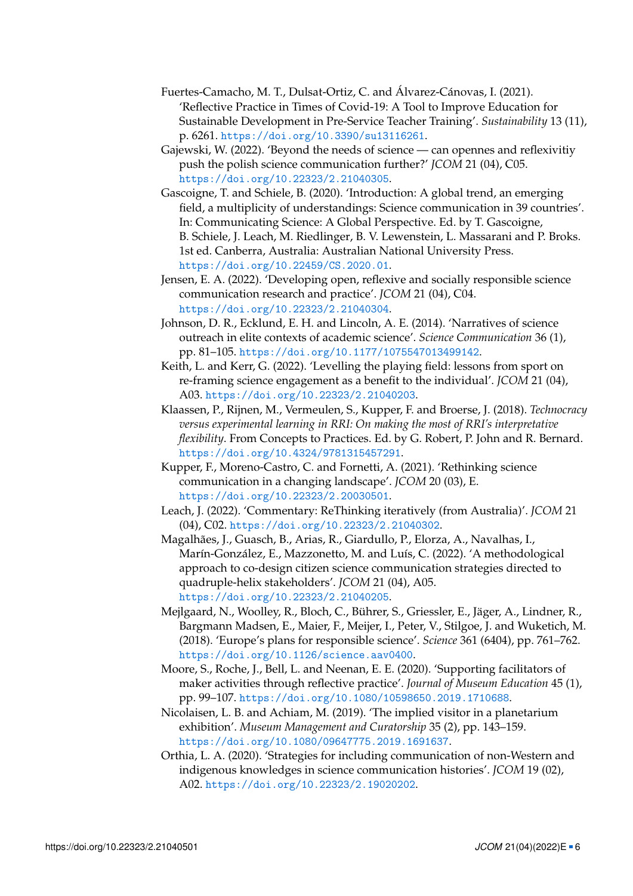Fuertes-Camacho, M. T., Dulsat-Ortiz, C. and Álvarez-Cánovas, I. (2021). 'Reflective Practice in Times of Covid-19: A Tool to Improve Education for Sustainable Development in Pre-Service Teacher Training'. *Sustainability* 13 (11), p. 6261. https://doi.org/10.3390/su13116261.

Gajewski, W. (2022). 'Beyond the needs of science — can opennes and reflexivitiy push the polish science communication further?' *JCOM* 21 (04), C05. https://doi.org/10.22323/2.21040305.

Gascoigne, T. and Schiele, B. (2020). 'Introduction: A global trend, an emerging field, a multiplicity of understandings: Science communication in 39 countries'. In: Communicating Science: A Global Perspective. Ed. by T. Gascoigne, B. Schiele, J. Leach, M. Riedlinger, B. V. Lewenstein, L. Massarani and P. Broks. 1st ed. Canberra, Australia: Australian National University Press. https://doi.org/10.22459/CS.2020.01.

Jensen, E. A. (2022). 'Developing open, reflexive and socially responsible science communication research and practice'. *JCOM* 21 (04), C04. https://doi.org/10.22323/2.21040304.

Johnson, D. R., Ecklund, E. H. and Lincoln, A. E. (2014). 'Narratives of science outreach in elite contexts of academic science'. *Science Communication* 36 (1), pp. 81–105. https://doi.org/10.1177/1075547013499142.

Keith, L. and Kerr, G. (2022). 'Levelling the playing field: lessons from sport on re-framing science engagement as a benefit to the individual'. *JCOM* 21 (04), A03. https://doi.org/10.22323/2.21040203.

Klaassen, P., Rijnen, M., Vermeulen, S., Kupper, F. and Broerse, J. (2018). *Technocracy versus experimental learning in RRI: On making the most of RRI's interpretative flexibility*. From Concepts to Practices. Ed. by G. Robert, P. John and R. Bernard. https://doi.org/10.4324/9781315457291.

Kupper, F., Moreno-Castro, C. and Fornetti, A. (2021). 'Rethinking science communication in a changing landscape'. *JCOM* 20 (03), E. https://doi.org/10.22323/2.20030501.

Leach, J. (2022). 'Commentary: ReThinking iteratively (from Australia)'. *JCOM* 21 (04), C02. https://doi.org/10.22323/2.21040302.

Magalhães, J., Guasch, B., Arias, R., Giardullo, P., Elorza, A., Navalhas, I., Marín-González, E., Mazzonetto, M. and Luís, C. (2022). 'A methodological approach to co-design citizen science communication strategies directed to quadruple-helix stakeholders'. *JCOM* 21 (04), A05. https://doi.org/10.22323/2.21040205.

Mejlgaard, N., Woolley, R., Bloch, C., Bührer, S., Griessler, E., Jäger, A., Lindner, R., Bargmann Madsen, E., Maier, F., Meijer, I., Peter, V., Stilgoe, J. and Wuketich, M. (2018). 'Europe's plans for responsible science'. *Science* 361 (6404), pp. 761–762. https://doi.org/10.1126/science.aav0400.

Moore, S., Roche, J., Bell, L. and Neenan, E. E. (2020). 'Supporting facilitators of maker activities through reflective practice'. *Journal of Museum Education* 45 (1), pp. 99–107. https://doi.org/10.1080/10598650.2019.1710688.

Nicolaisen, L. B. and Achiam, M. (2019). 'The implied visitor in a planetarium exhibition'. *Museum Management and Curatorship* 35 (2), pp. 143–159. https://doi.org/10.1080/09647775.2019.1691637.

Orthia, L. A. (2020). 'Strategies for including communication of non-Western and indigenous knowledges in science communication histories'. *JCOM* 19 (02), A02. https://doi.org/10.22323/2.19020202.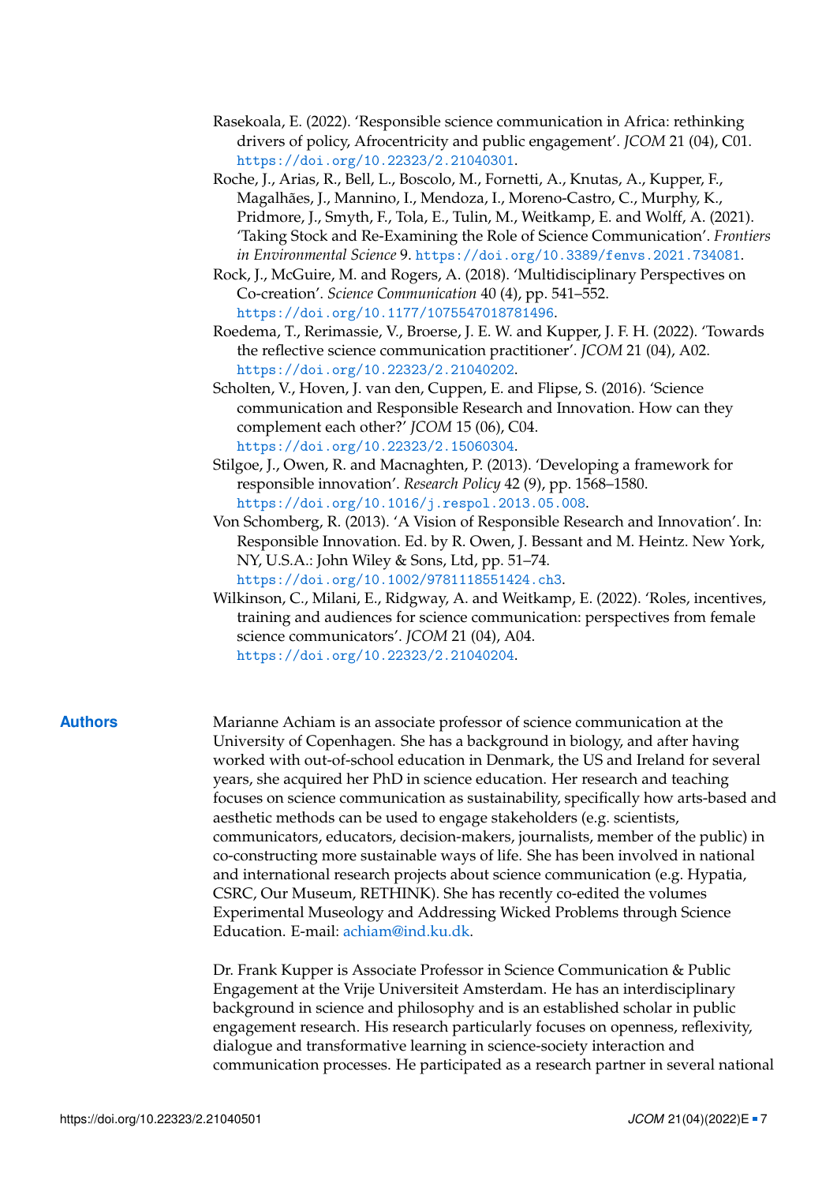Rasekoala, E. (2022). 'Responsible science communication in Africa: rethinking drivers of policy, Afrocentricity and public engagement'. *JCOM* 21 (04), C01. https://doi.org/10.22323/2.21040301.

Roche, J., Arias, R., Bell, L., Boscolo, M., Fornetti, A., Knutas, A., Kupper, F., Magalhães, J., Mannino, I., Mendoza, I., Moreno-Castro, C., Murphy, K., Pridmore, J., Smyth, F., Tola, E., Tulin, M., Weitkamp, E. and Wolff, A. (2021). 'Taking Stock and Re-Examining the Role of Science Communication'. *Frontiers in Environmental Science* 9. https://doi.org/10.3389/fenvs.2021.734081.

Rock, J., McGuire, M. and Rogers, A. (2018). 'Multidisciplinary Perspectives on Co-creation'. *Science Communication* 40 (4), pp. 541–552. https://doi.org/10.1177/1075547018781496.

Roedema, T., Rerimassie, V., Broerse, J. E. W. and Kupper, J. F. H. (2022). 'Towards the reflective science communication practitioner'. *JCOM* 21 (04), A02. https://doi.org/10.22323/2.21040202.

Scholten, V., Hoven, J. van den, Cuppen, E. and Flipse, S. (2016). 'Science communication and Responsible Research and Innovation. How can they complement each other?' *JCOM* 15 (06), C04. https://doi.org/10.22323/2.15060304.

Stilgoe, J., Owen, R. and Macnaghten, P. (2013). 'Developing a framework for responsible innovation'. *Research Policy* 42 (9), pp. 1568–1580. https://doi.org/10.1016/j.respol.2013.05.008.

Von Schomberg, R. (2013). 'A Vision of Responsible Research and Innovation'. In: Responsible Innovation. Ed. by R. Owen, J. Bessant and M. Heintz. New York, NY, U.S.A.: John Wiley & Sons, Ltd, pp. 51–74. https://doi.org/10.1002/9781118551424.ch3.

Wilkinson, C., Milani, E., Ridgway, A. and Weitkamp, E. (2022). 'Roles, incentives, training and audiences for science communication: perspectives from female science communicators'. *JCOM* 21 (04), A04. https://doi.org/10.22323/2.21040204.

## Authors

Marianne Achiam is an associate professor of science communication at the University of Copenhagen. She has a background in biology, and after having worked with out-of-school education in Denmark, the US and Ireland for several years, she acquired her PhD in science education. Her research and teaching focuses on science communication as sustainability, specifically how arts-based and aesthetic methods can be used to engage stakeholders (e.g. scientists, communicators, educators, decision-makers, journalists, member of the public) in co-constructing more sustainable ways of life. She has been involved in national and international research projects about science communication (e.g. Hypatia, CSRC, Our Museum, RETHINK). She has recently co-edited the volumes Experimental Museology and Addressing Wicked Problems through Science Education. E-mail: achiam@ind.ku.dk.

Dr. Frank Kupper is Associate Professor in Science Communication & Public Engagement at the Vrije Universiteit Amsterdam. He has an interdisciplinary background in science and philosophy and is an established scholar in public engagement research. His research particularly focuses on openness, reflexivity, dialogue and transformative learning in science-society interaction and communication processes. He participated as a research partner in several national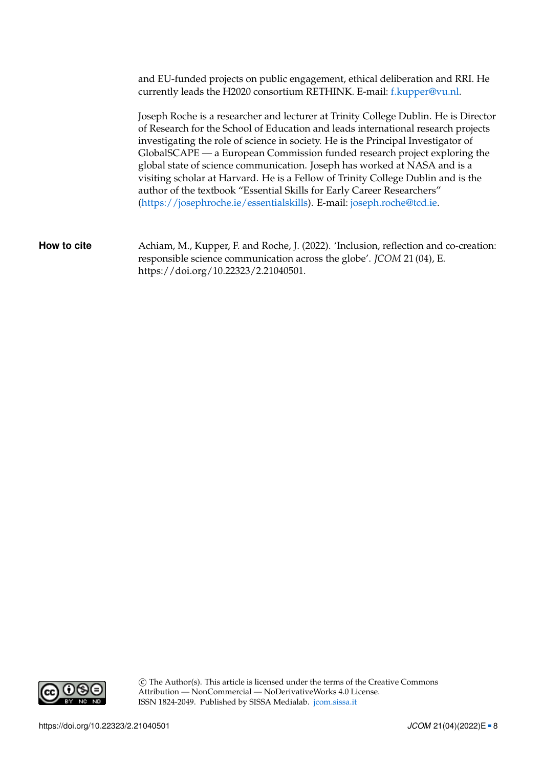and EU-funded projects on public engagement, ethical deliberation and RRI. He currently leads the H2020 consortium RETHINK. E-mail: f.kupper@vu.nl.

Joseph Roche is a researcher and lecturer at Trinity College Dublin. He is Director of Research for the School of Education and leads international research projects investigating the role of science in society. He is the Principal Investigator of GlobalSCAPE — a European Commission funded research project exploring the global state of science communication. Joseph has worked at NASA and is a visiting scholar at Harvard. He is a Fellow of Trinity College Dublin and is the author of the textbook "Essential Skills for Early Career Researchers" (https://josephroche.ie/essentialskills). E-mail: joseph.roche@tcd.ie.

**How to cite**

Achiam, M., Kupper, F. and Roche, J. (2022). 'Inclusion, reflection and co-creation: responsible science communication across the globe'. *JCOM* 21 (04), E. https://doi.org/10.22323/2.21040501.

© The Author(s). This article is licensed under the terms of the Creative Commons Attribution — NonCommercial — NoDerivativeWorks 4.0 License.
ISSN 1824-2049. Published by SISSA Medialab. jcom.sissa.it